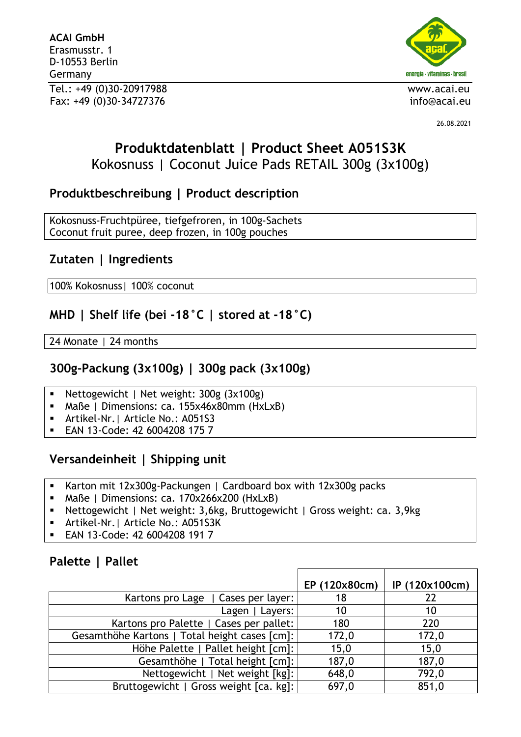**ACAI GmbH**
Erasmusstr. 1
D-10553 Berlin
Germany
Tel.: +49 (0)30-20917988
Fax: +49 (0)30-34727376

www.acai.eu
info@acai.eu

26.08.2021

# Produktdatenblatt | Product Sheet A051S3K

Kokosnuss | Coconut Juice Pads RETAIL 300g (3x100g)

## Produktbeschreibung | Product description

Kokosnuss-Fruchtpüree, tiefgefroren, in 100g-Sachets
Coconut fruit puree, deep frozen, in 100g pouches

## Zutaten | Ingredients

100% Kokosnuss| 100% coconut

## MHD | Shelf life (bei -18°C | stored at -18°C)

24 Monate | 24 months

## 300g-Packung (3x100g) | 300g pack (3x100g)

- Nettogewicht | Net weight: 300g (3x100g)
- Maße | Dimensions: ca. 155x46x80mm (HxLxB)
- Artikel-Nr.| Article No.: A051S3
- EAN 13-Code: 42 6004208 175 7

## Versandeinheit | Shipping unit

- Karton mit 12x300g-Packungen | Cardboard box with 12x300g packs
- Maße | Dimensions: ca. 170x266x200 (HxLxB)
- Nettogewicht | Net weight: 3,6kg, Bruttogewicht | Gross weight: ca. 3,9kg
- Artikel-Nr.| Article No.: A051S3K
- EAN 13-Code: 42 6004208 191 7

## Palette | Pallet

| | EP (120x80cm) | IP (120x100cm) |
|---|---|---|
| Kartons pro Lage \| Cases per layer: | 18 | 22 |
| Lagen \| Layers: | 10 | 10 |
| Kartons pro Palette \| Cases per pallet: | 180 | 220 |
| Gesamthöhe Kartons \| Total height cases [cm]: | 172,0 | 172,0 |
| Höhe Palette \| Pallet height [cm]: | 15,0 | 15,0 |
| Gesamthöhe \| Total height [cm]: | 187,0 | 187,0 |
| Nettogewicht \| Net weight [kg]: | 648,0 | 792,0 |
| Bruttogewicht \| Gross weight [ca. kg]: | 697,0 | 851,0 |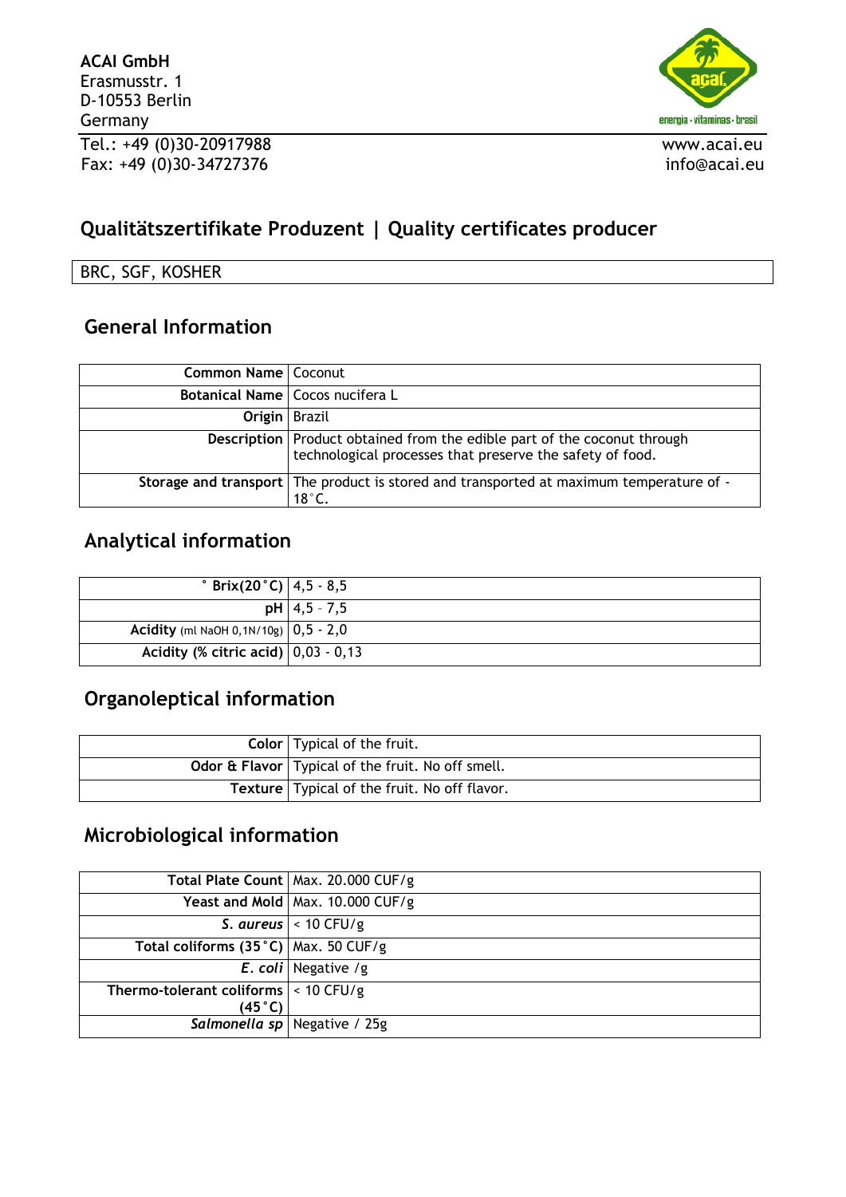**ACAI GmbH**
Erasmusstr. 1
D-10553 Berlin
Germany
Tel.: +49 (0)30-20917988
Fax: +49 (0)30-34727376

www.acai.eu
info@acai.eu

## Qualitätszertifikate Produzent | Quality certificates producer

BRC, SGF, KOSHER

## General Information

| | |
|---|---|
| **Common Name** | Coconut |
| **Botanical Name** | Cocos nucifera L |
| **Origin** | Brazil |
| **Description** | Product obtained from the edible part of the coconut through technological processes that preserve the safety of food. |
| **Storage and transport** | The product is stored and transported at maximum temperature of -18°C. |

## Analytical information

| | |
|---|---|
| **° Brix(20°C)** | 4,5 - 8,5 |
| **pH** | 4,5 – 7,5 |
| **Acidity** (ml NaOH 0,1N/10g) | 0,5 - 2,0 |
| **Acidity (% citric acid)** | 0,03 - 0,13 |

## Organoleptical information

| | |
|---|---|
| **Color** | Typical of the fruit. |
| **Odor & Flavor** | Typical of the fruit. No off smell. |
| **Texture** | Typical of the fruit. No off flavor. |

## Microbiological information

| | |
|---|---|
| **Total Plate Count** | Max. 20.000 CUF/g |
| **Yeast and Mold** | Max. 10.000 CUF/g |
| ***S. aureus*** | < 10 CFU/g |
| **Total coliforms (35°C)** | Max. 50 CUF/g |
| ***E. coli*** | Negative /g |
| **Thermo-tolerant coliforms (45°C)** | < 10 CFU/g |
| ***Salmonella sp*** | Negative / 25g |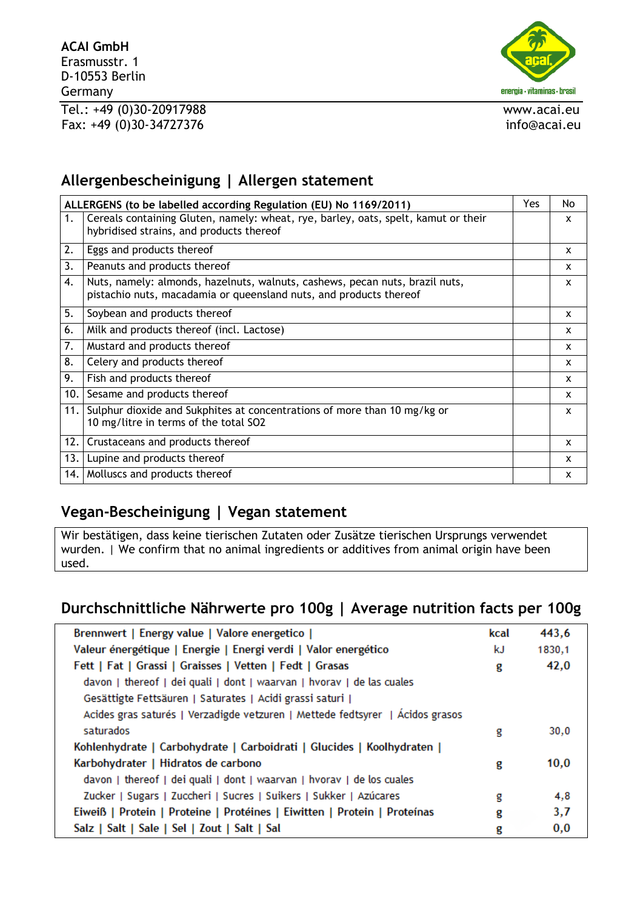ACAI GmbH
Erasmusstr. 1
D-10553 Berlin
Germany

Tel.: +49 (0)30-20917988
Fax: +49 (0)30-34727376

www.acai.eu
info@acai.eu

## Allergenbescheinigung | Allergen statement

| | ALLERGENS (to be labelled according Regulation (EU) No 1169/2011) | Yes | No |
|---|---|---|---|
| 1. | Cereals containing Gluten, namely: wheat, rye, barley, oats, spelt, kamut or their hybridised strains, and products thereof | | x |
| 2. | Eggs and products thereof | | x |
| 3. | Peanuts and products thereof | | x |
| 4. | Nuts, namely: almonds, hazelnuts, walnuts, cashews, pecan nuts, brazil nuts, pistachio nuts, macadamia or queensland nuts, and products thereof | | x |
| 5. | Soybean and products thereof | | x |
| 6. | Milk and products thereof (incl. Lactose) | | x |
| 7. | Mustard and products thereof | | x |
| 8. | Celery and products thereof | | x |
| 9. | Fish and products thereof | | x |
| 10. | Sesame and products thereof | | x |
| 11. | Sulphur dioxide and Sukphites at concentrations of more than 10 mg/kg or 10 mg/litre in terms of the total SO2 | | x |
| 12. | Crustaceans and products thereof | | x |
| 13. | Lupine and products thereof | | x |
| 14. | Molluscs and products thereof | | x |

## Vegan-Bescheinigung | Vegan statement

Wir bestätigen, dass keine tierischen Zutaten oder Zusätze tierischen Ursprungs verwendet wurden. | We confirm that no animal ingredients or additives from animal origin have been used.

## Durchschnittliche Nährwerte pro 100g | Average nutrition facts per 100g

| | | |
|---|---|---|
| Brennwert \| Energy value \| Valore energetico \| Valeur énérgétique \| Energie \| Energi verdi \| Valor energético | kcal | 443,6 |
| | kJ | 1830,1 |
| Fett \| Fat \| Grassi \| Graisses \| Vetten \| Fedt \| Grasas | g | 42,0 |
| davon \| thereof \| dei quali \| dont \| waarvan \| hvorav \| de las cuales Gesättigte Fettsäuren \| Saturates \| Acidi grassi saturi \| Acides gras saturés \| Verzadigde vetzuren \| Mettede fedtsyrer \| Ácidos grasos saturados | g | 30,0 |
| Kohlenhydrate \| Carbohydrate \| Carboidrati \| Glucides \| Koolhydraten \| Karbohydrater \| Hidratos de carbono | g | 10,0 |
| davon \| thereof \| dei quali \| dont \| waarvan \| hvorav \| de los cuales Zucker \| Sugars \| Zuccheri \| Sucres \| Suikers \| Sukker \| Azúcares | g | 4,8 |
| Eiweiß \| Protein \| Proteine \| Protéines \| Eiwitten \| Protein \| Proteínas | g | 3,7 |
| Salz \| Salt \| Sale \| Sel \| Zout \| Salt \| Sal | g | 0,0 |